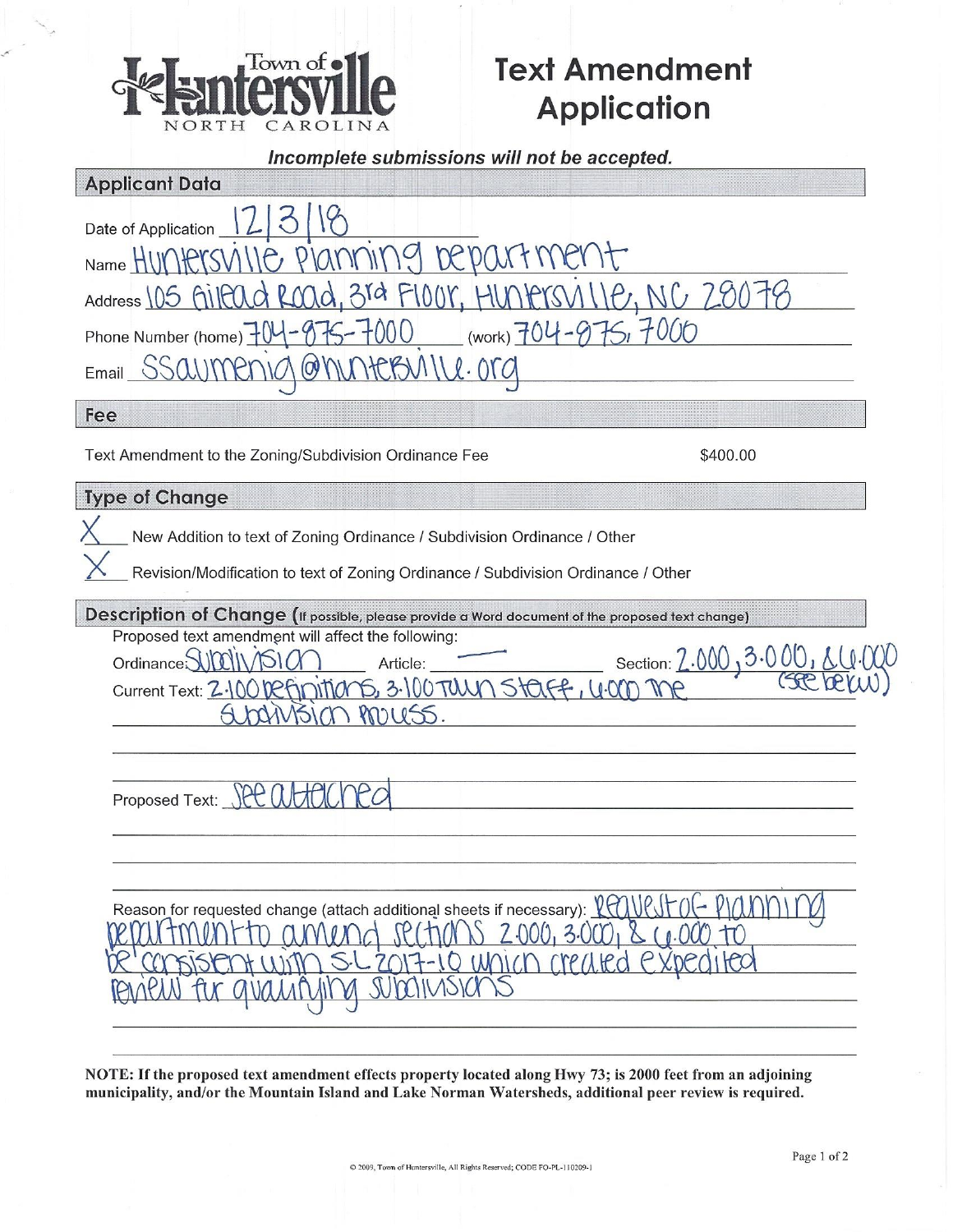# Town of Huntersville NORTH CAROLINA

# Text Amendment Application

***Incomplete submissions will not be accepted.***

## Applicant Data

Date of Application: 12/3/18

Name: Huntersville Planning Department

Address: 105 Gilead Road, 3rd Floor, Huntersville, NC 28078

Phone Number (home): 704-875-7000 (work): 704-875-7000

Email: SSaumenig@huntersville.org

## Fee

Text Amendment to the Zoning/Subdivision Ordinance Fee $400.00

## Type of Change

X New Addition to text of Zoning Ordinance / Subdivision Ordinance / Other

X Revision/Modification to text of Zoning Ordinance / Subdivision Ordinance / Other

## Description of Change (If possible, please provide a Word document of the proposed text change)

Proposed text amendment will affect the following:

Ordinance: Subdivision Article: —— Section: 2.000, 3.000, & 4.000 (see below)

Current Text: 2.100 Definitions, 3.100 Town Staff, 4.000 The Subdivision Process.

Proposed Text: See attached

Reason for requested change (attach additional sheets if necessary): Request of Planning Department to amend sections 2.000, 3.000, & 4.000 to be consistent with SL 2017-10 which created expedited review for qualifying subdivisions

**NOTE: If the proposed text amendment effects property located along Hwy 73; is 2000 feet from an adjoining municipality, and/or the Mountain Island and Lake Norman Watersheds, additional peer review is required.**

© 2009, Town of Huntersville, All Rights Reserved; CODE FO-PL-110209-1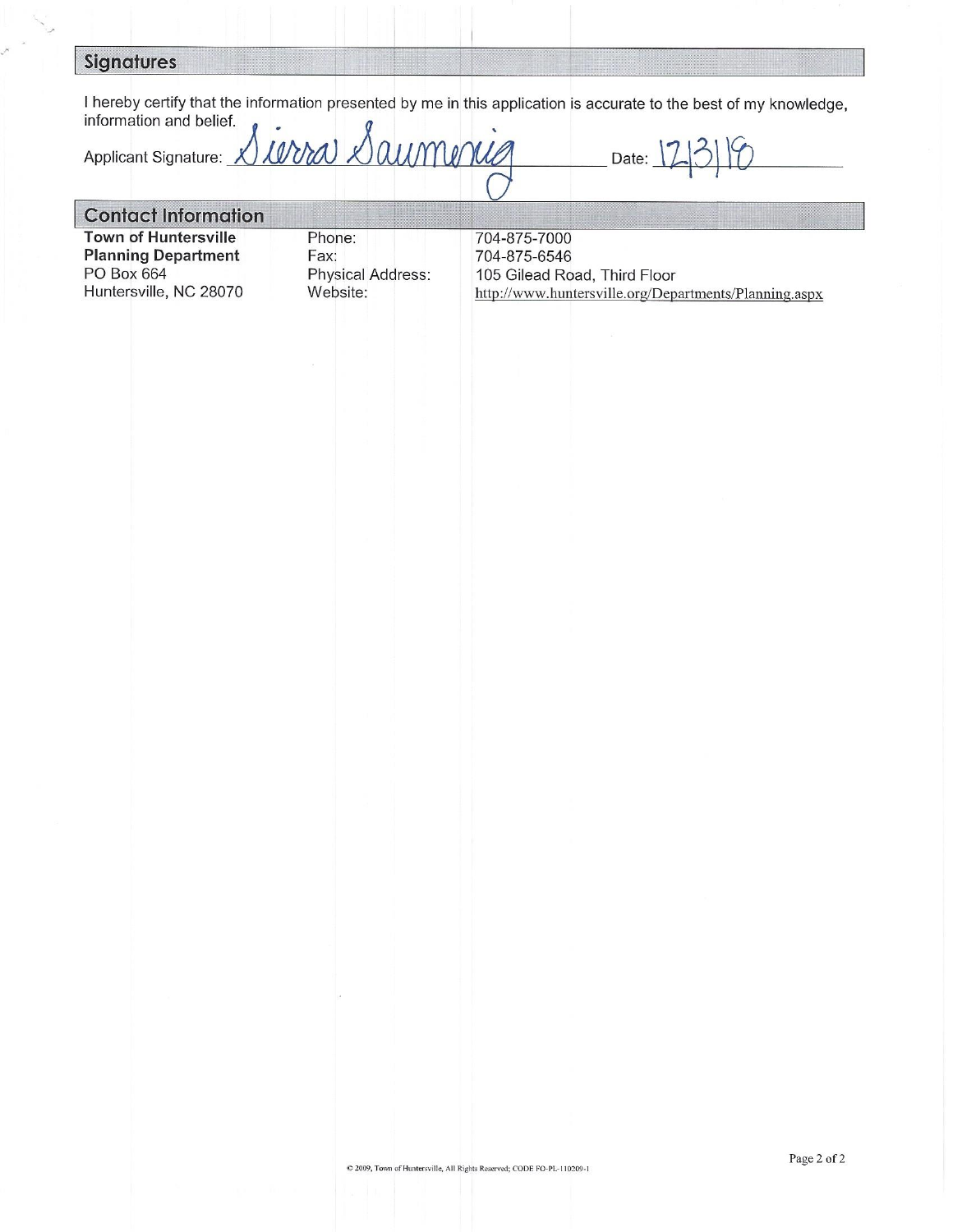## Signatures

I hereby certify that the information presented by me in this application is accurate to the best of my knowledge, information and belief.

Applicant Signature: Sierra Saumenig Date: 12/3/18

## Contact Information

**Town of Huntersville Planning Department**
PO Box 664
Huntersville, NC 28070

Phone: 704-875-7000
Fax: 704-875-6546
Physical Address: 105 Gilead Road, Third Floor
Website: http://www.huntersville.org/Departments/Planning.aspx

© 2009, Town of Huntersville, All Rights Reserved; CODE FO-PL-110209-1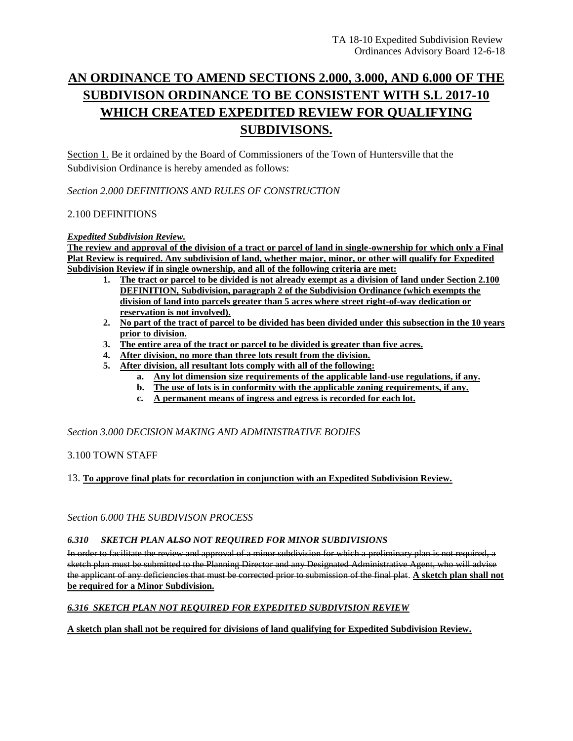# AN ORDINANCE TO AMEND SECTIONS 2.000, 3.000, AND 6.000 OF THE SUBDIVISON ORDINANCE TO BE CONSISTENT WITH S.L 2017-10 WHICH CREATED EXPEDITED REVIEW FOR QUALIFYING SUBDIVISONS.

Section 1. Be it ordained by the Board of Commissioners of the Town of Huntersville that the Subdivision Ordinance is hereby amended as follows:

*Section 2.000 DEFINITIONS AND RULES OF CONSTRUCTION*

2.100 DEFINITIONS

***Expedited Subdivision Review.***

**The review and approval of the division of a tract or parcel of land in single-ownership for which only a Final Plat Review is required. Any subdivision of land, whether major, minor, or other will qualify for Expedited Subdivision Review if in single ownership, and all of the following criteria are met:**

1. **The tract or parcel to be divided is not already exempt as a division of land under Section 2.100 DEFINITION, Subdivision, paragraph 2 of the Subdivision Ordinance (which exempts the division of land into parcels greater than 5 acres where street right-of-way dedication or reservation is not involved).**
2. **No part of the tract of parcel to be divided has been divided under this subsection in the 10 years prior to division.**
3. **The entire area of the tract or parcel to be divided is greater than five acres.**
4. **After division, no more than three lots result from the division.**
5. **After division, all resultant lots comply with all of the following:**
   a. **Any lot dimension size requirements of the applicable land-use regulations, if any.**
   b. **The use of lots is in conformity with the applicable zoning requirements, if any.**
   c. **A permanent means of ingress and egress is recorded for each lot.**

*Section 3.000 DECISION MAKING AND ADMINISTRATIVE BODIES*

3.100 TOWN STAFF

13. **To approve final plats for recordation in conjunction with an Expedited Subdivision Review.**

*Section 6.000 THE SUBDIVISON PROCESS*

***6.310 SKETCH PLAN ~~ALSO~~ NOT REQUIRED FOR MINOR SUBDIVISIONS***

~~In order to facilitate the review and approval of a minor subdivision for which a preliminary plan is not required, a sketch plan must be submitted to the Planning Director and any Designated Administrative Agent, who will advise the applicant of any deficiencies that must be corrected prior to submission of the final plat.~~ **A sketch plan shall not be required for a Minor Subdivision.**

***6.316 SKETCH PLAN NOT REQUIRED FOR EXPEDITED SUBDIVISION REVIEW***

**A sketch plan shall not be required for divisions of land qualifying for Expedited Subdivision Review.**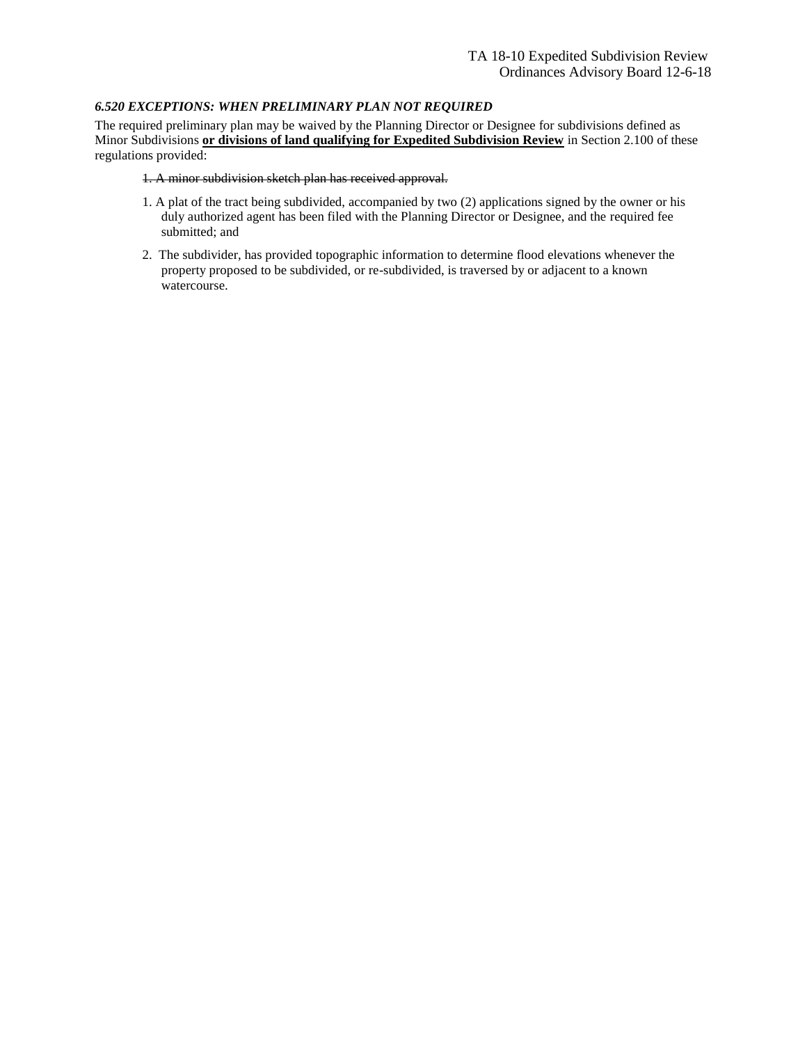### *6.520 EXCEPTIONS: WHEN PRELIMINARY PLAN NOT REQUIRED*

The required preliminary plan may be waived by the Planning Director or Designee for subdivisions defined as Minor Subdivisions **<u>or divisions of land qualifying for Expedited Subdivision Review</u>** in Section 2.100 of these regulations provided:

~~1. A minor subdivision sketch plan has received approval.~~

1. A plat of the tract being subdivided, accompanied by two (2) applications signed by the owner or his duly authorized agent has been filed with the Planning Director or Designee, and the required fee submitted; and

2. The subdivider, has provided topographic information to determine flood elevations whenever the property proposed to be subdivided, or re-subdivided, is traversed by or adjacent to a known watercourse.